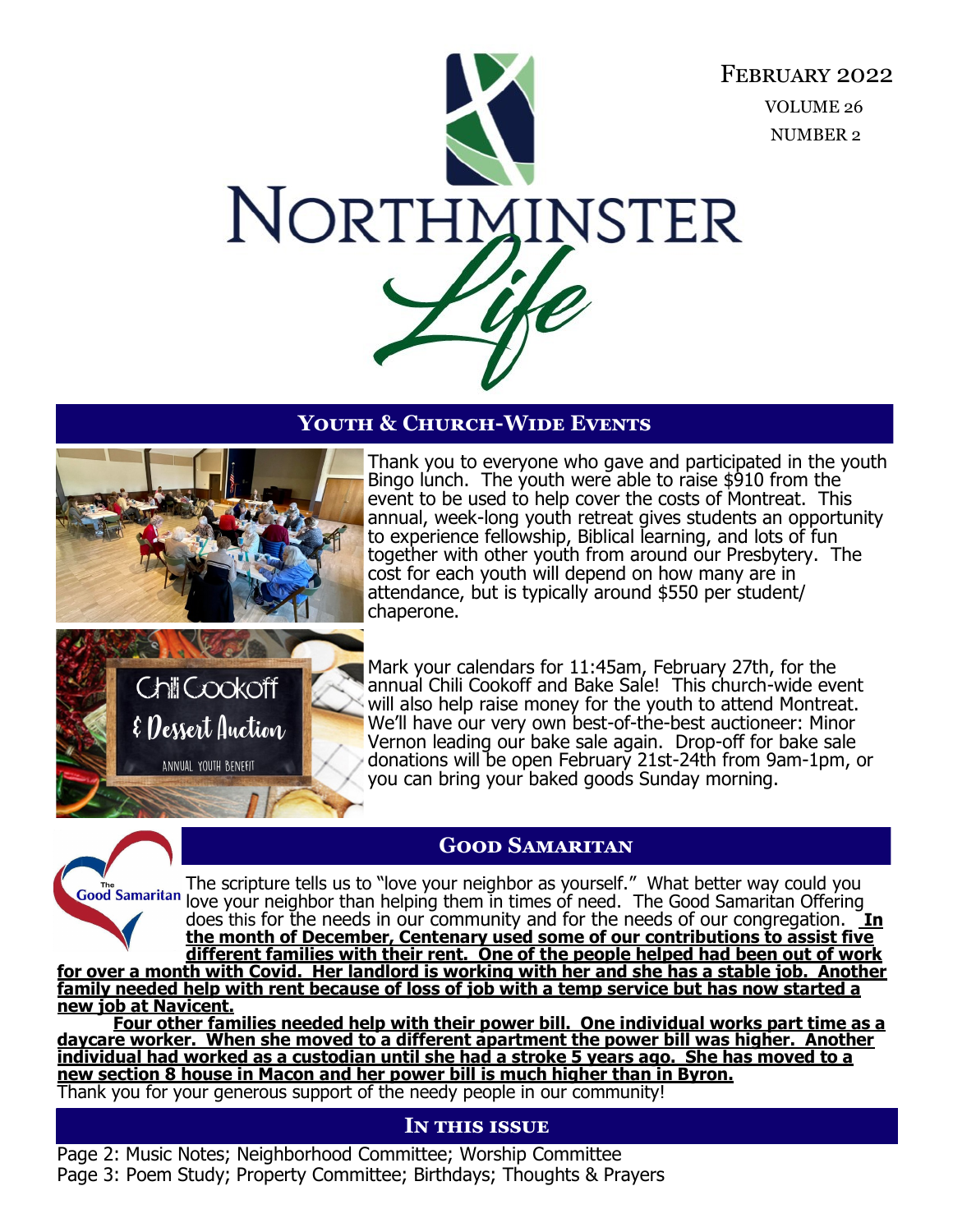February 2022

VOLUME 26

NUMBER 2

# Northminster Life

## Youth & Church-Wide Events

Thank you to everyone who gave and participated in the youth Bingo lunch. The youth were able to raise $910 from the event to be used to help cover the costs of Montreat. This annual, week-long youth retreat gives students an opportunity to experience fellowship, Biblical learning, and lots of fun together with other youth from around our Presbytery. The cost for each youth will depend on how many are in attendance, but is typically around $550 per student/ chaperone.

Chili Cookoff & Dessert Auction

ANNUAL YOUTH BENEFIT

Mark your calendars for 11:45am, February 27th, for the annual Chili Cookoff and Bake Sale! This church-wide event will also help raise money for the youth to attend Montreat. We'll have our very own best-of-the-best auctioneer: Minor Vernon leading our bake sale again. Drop-off for bake sale donations will be open February 21st-24th from 9am-1pm, or you can bring your baked goods Sunday morning.

## Good Samaritan

The Good Samaritan

The scripture tells us to "love your neighbor as yourself." What better way could you love your neighbor than helping them in times of need. The Good Samaritan Offering does this for the needs in our community and for the needs of our congregation. **In the month of December, Centenary used some of our contributions to assist five different families with their rent. One of the people helped had been out of work for over a month with Covid. Her landlord is working with her and she has a stable job. Another family needed help with rent because of loss of job with a temp service but has now started a new job at Navicent.**

**Four other families needed help with their power bill. One individual works part time as a daycare worker. When she moved to a different apartment the power bill was higher. Another individual had worked as a custodian until she had a stroke 5 years ago. She has moved to a new section 8 house in Macon and her power bill is much higher than in Byron.**

Thank you for your generous support of the needy people in our community!

## In this issue

Page 2: Music Notes; Neighborhood Committee; Worship Committee

Page 3: Poem Study; Property Committee; Birthdays; Thoughts & Prayers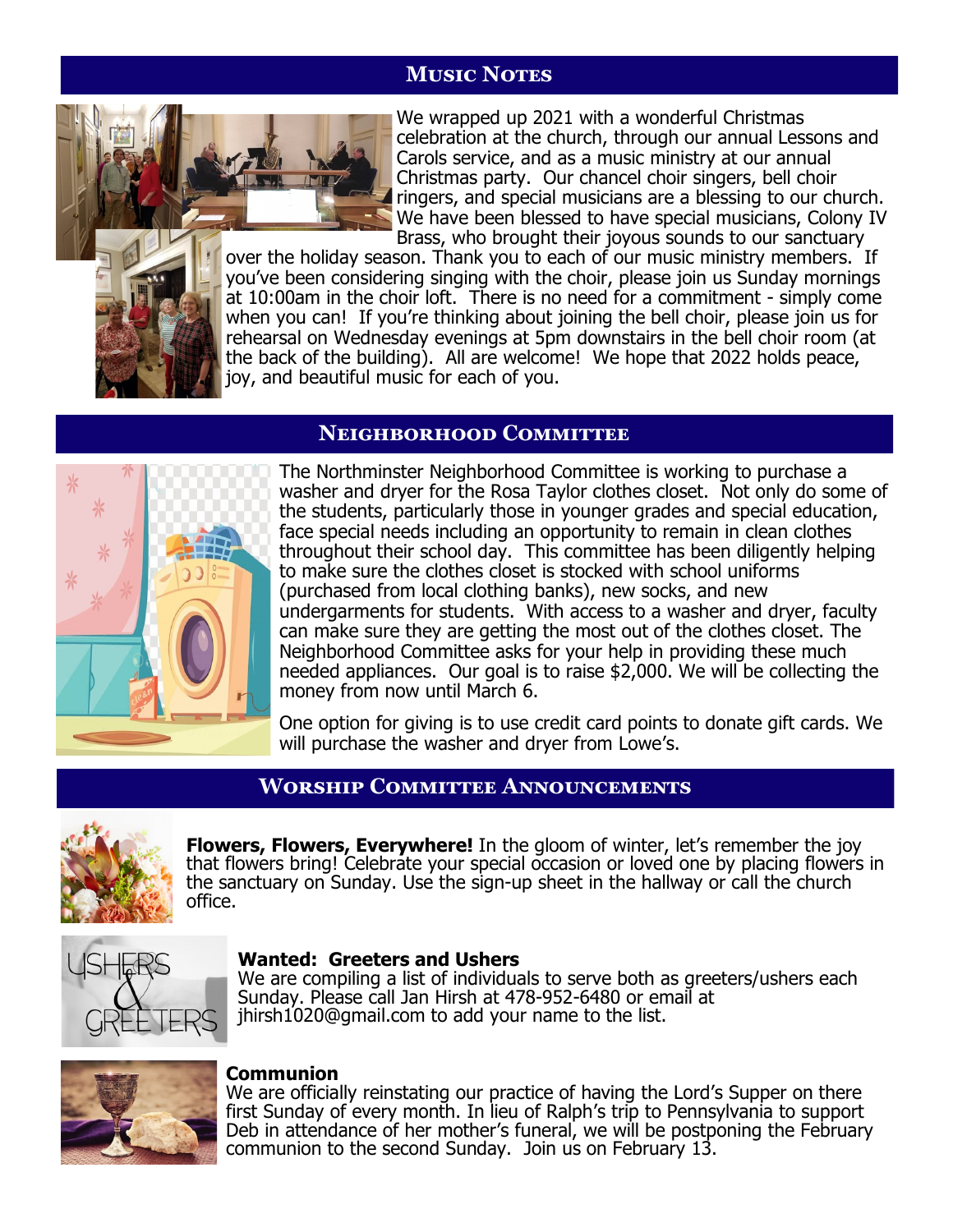## Music Notes

We wrapped up 2021 with a wonderful Christmas celebration at the church, through our annual Lessons and Carols service, and as a music ministry at our annual Christmas party. Our chancel choir singers, bell choir ringers, and special musicians are a blessing to our church. We have been blessed to have special musicians, Colony IV Brass, who brought their joyous sounds to our sanctuary over the holiday season. Thank you to each of our music ministry members. If you've been considering singing with the choir, please join us Sunday mornings at 10:00am in the choir loft. There is no need for a commitment - simply come when you can! If you're thinking about joining the bell choir, please join us for rehearsal on Wednesday evenings at 5pm downstairs in the bell choir room (at the back of the building). All are welcome! We hope that 2022 holds peace, joy, and beautiful music for each of you.

## Neighborhood Committee

The Northminster Neighborhood Committee is working to purchase a washer and dryer for the Rosa Taylor clothes closet. Not only do some of the students, particularly those in younger grades and special education, face special needs including an opportunity to remain in clean clothes throughout their school day. This committee has been diligently helping to make sure the clothes closet is stocked with school uniforms (purchased from local clothing banks), new socks, and new undergarments for students. With access to a washer and dryer, faculty can make sure they are getting the most out of the clothes closet. The Neighborhood Committee asks for your help in providing these much needed appliances. Our goal is to raise $2,000. We will be collecting the money from now until March 6.

One option for giving is to use credit card points to donate gift cards. We will purchase the washer and dryer from Lowe's.

## Worship Committee Announcements

**Flowers, Flowers, Everywhere!** In the gloom of winter, let's remember the joy that flowers bring! Celebrate your special occasion or loved one by placing flowers in the sanctuary on Sunday. Use the sign-up sheet in the hallway or call the church office.

**Wanted: Greeters and Ushers**
We are compiling a list of individuals to serve both as greeters/ushers each Sunday. Please call Jan Hirsh at 478-952-6480 or email at jhirsh1020@gmail.com to add your name to the list.

**Communion**
We are officially reinstating our practice of having the Lord's Supper on there first Sunday of every month. In lieu of Ralph's trip to Pennsylvania to support Deb in attendance of her mother's funeral, we will be postponing the February communion to the second Sunday. Join us on February 13.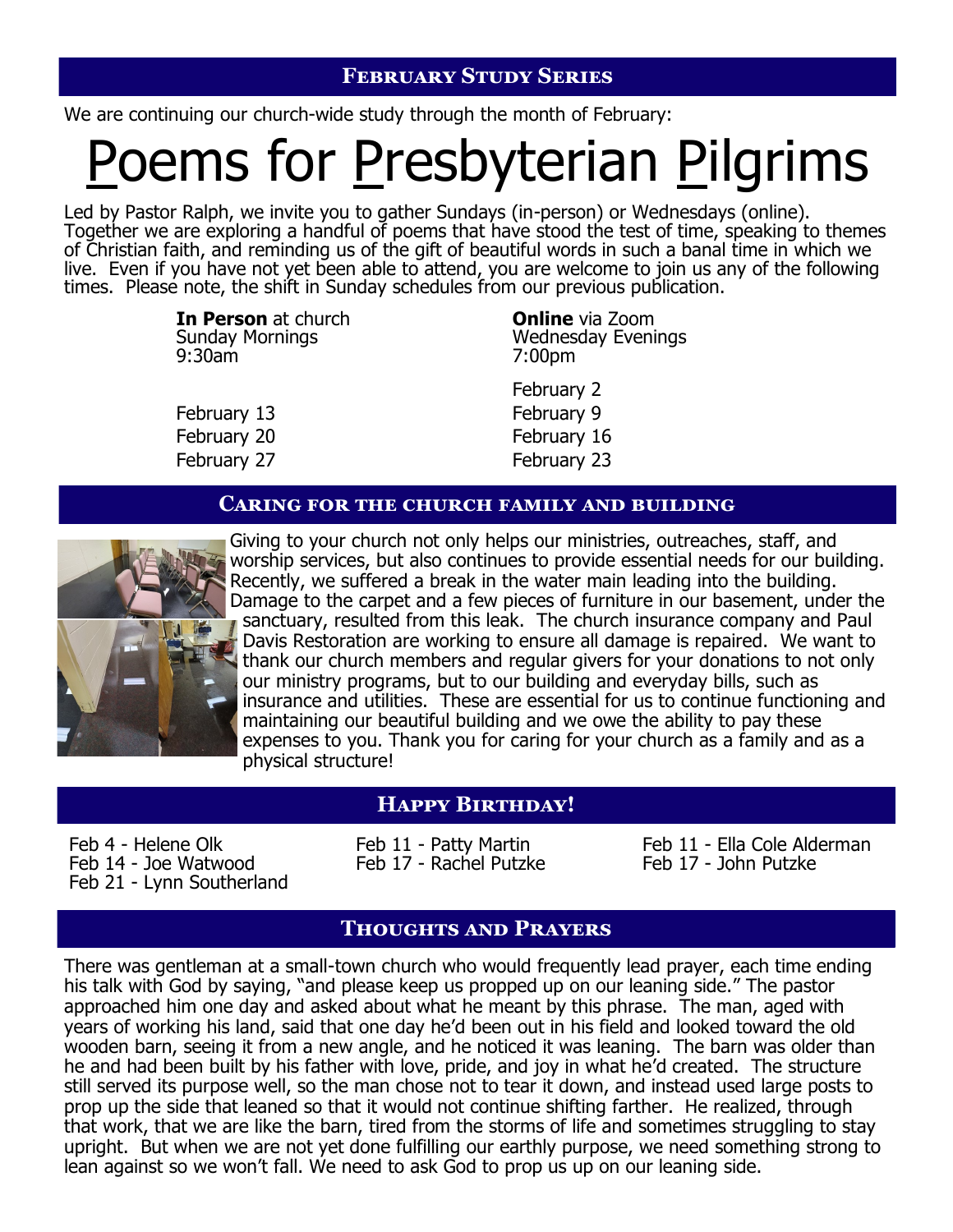## February Study Series

We are continuing our church-wide study through the month of February:

# Poems for Presbyterian Pilgrims

Led by Pastor Ralph, we invite you to gather Sundays (in-person) or Wednesdays (online). Together we are exploring a handful of poems that have stood the test of time, speaking to themes of Christian faith, and reminding us of the gift of beautiful words in such a banal time in which we live. Even if you have not yet been able to attend, you are welcome to join us any of the following times. Please note, the shift in Sunday schedules from our previous publication.

| **In Person** at church<br>Sunday Mornings<br>9:30am | **Online** via Zoom<br>Wednesday Evenings<br>7:00pm |
|---|---|
| | February 2 |
| February 13 | February 9 |
| February 20 | February 16 |
| February 27 | February 23 |

## Caring for the church family and building

Giving to your church not only helps our ministries, outreaches, staff, and worship services, but also continues to provide essential needs for our building. Recently, we suffered a break in the water main leading into the building. Damage to the carpet and a few pieces of furniture in our basement, under the sanctuary, resulted from this leak. The church insurance company and Paul Davis Restoration are working to ensure all damage is repaired. We want to thank our church members and regular givers for your donations to not only our ministry programs, but to our building and everyday bills, such as insurance and utilities. These are essential for us to continue functioning and maintaining our beautiful building and we owe the ability to pay these expenses to you. Thank you for caring for your church as a family and as a physical structure!

## Happy Birthday!

- Feb 4 - Helene Olk
- Feb 14 - Joe Watwood
- Feb 21 - Lynn Southerland
- Feb 11 - Patty Martin
- Feb 17 - Rachel Putzke
- Feb 11 - Ella Cole Alderman
- Feb 17 - John Putzke

## Thoughts and Prayers

There was gentleman at a small-town church who would frequently lead prayer, each time ending his talk with God by saying, "and please keep us propped up on our leaning side." The pastor approached him one day and asked about what he meant by this phrase. The man, aged with years of working his land, said that one day he'd been out in his field and looked toward the old wooden barn, seeing it from a new angle, and he noticed it was leaning. The barn was older than he and had been built by his father with love, pride, and joy in what he'd created. The structure still served its purpose well, so the man chose not to tear it down, and instead used large posts to prop up the side that leaned so that it would not continue shifting farther. He realized, through that work, that we are like the barn, tired from the storms of life and sometimes struggling to stay upright. But when we are not yet done fulfilling our earthly purpose, we need something strong to lean against so we won't fall. We need to ask God to prop us up on our leaning side.